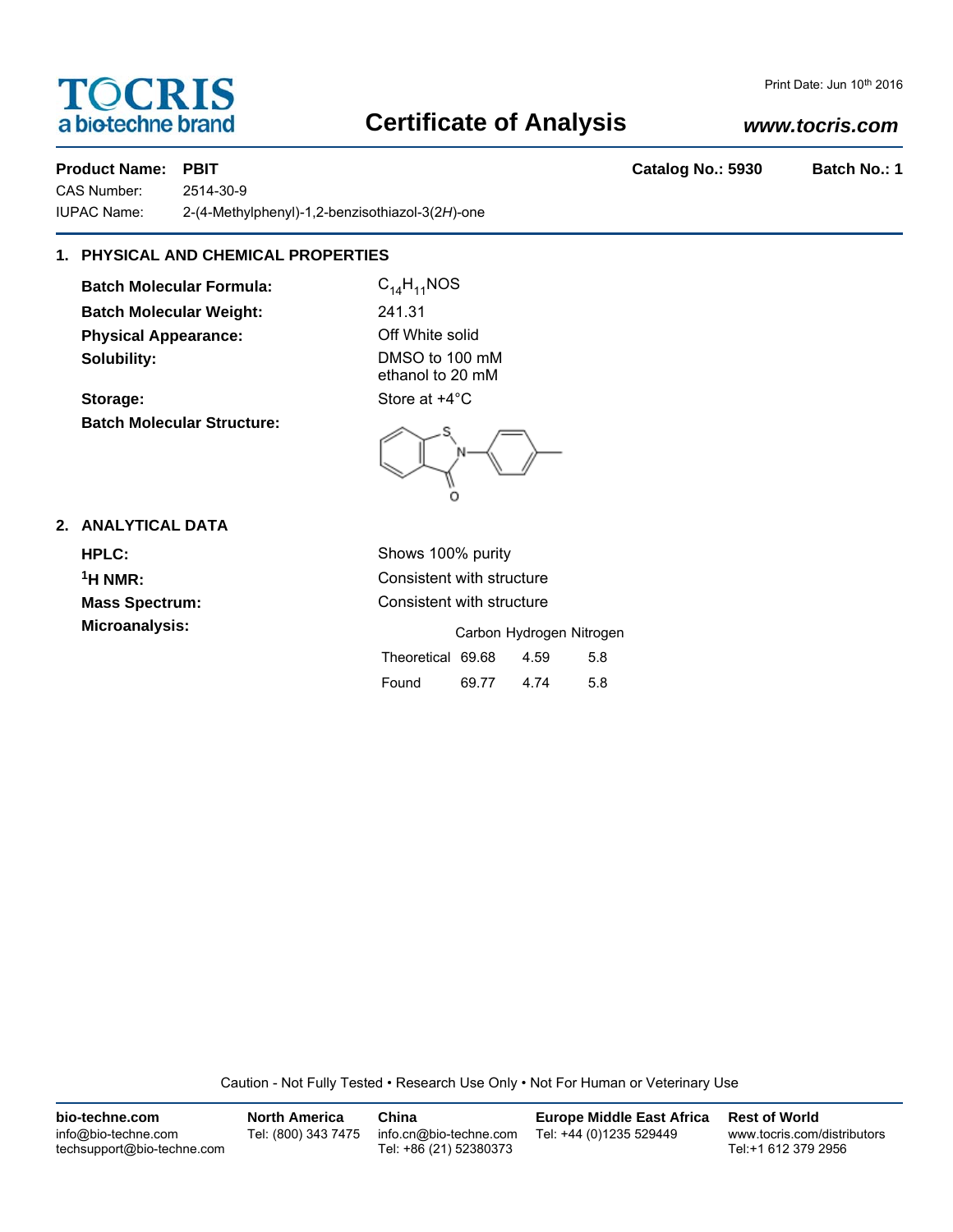TOCRIS
a biotechne brand

Print Date: Jun 10th 2016

# Certificate of Analysis

***www.tocris.com***

**Product Name: PBIT** **Catalog No.: 5930** **Batch No.: 1**

CAS Number: 2514-30-9

IUPAC Name: 2-(4-Methylphenyl)-1,2-benzisothiazol-3(2*H*)-one

## 1. PHYSICAL AND CHEMICAL PROPERTIES

**Batch Molecular Formula:** $C_{14}H_{11}NOS$

**Batch Molecular Weight:** 241.31

**Physical Appearance:** Off White solid

**Solubility:** DMSO to 100 mM
ethanol to 20 mM

**Storage:** Store at +4°C

**Batch Molecular Structure:**

## 2. ANALYTICAL DATA

**HPLC:** Shows 100% purity

**$^1$H NMR:** Consistent with structure

**Mass Spectrum:** Consistent with structure

**Microanalysis:**

| | Carbon | Hydrogen | Nitrogen |
|---|---|---|---|
| Theoretical | 69.68 | 4.59 | 5.8 |
| Found | 69.77 | 4.74 | 5.8 |

Caution - Not Fully Tested • Research Use Only • Not For Human or Veterinary Use

**bio-techne.com**
info@bio-techne.com
techsupport@bio-techne.com

**North America**
Tel: (800) 343 7475

**China**
info.cn@bio-techne.com
Tel: +86 (21) 52380373

**Europe Middle East Africa**
Tel: +44 (0)1235 529449

**Rest of World**
www.tocris.com/distributors
Tel:+1 612 379 2956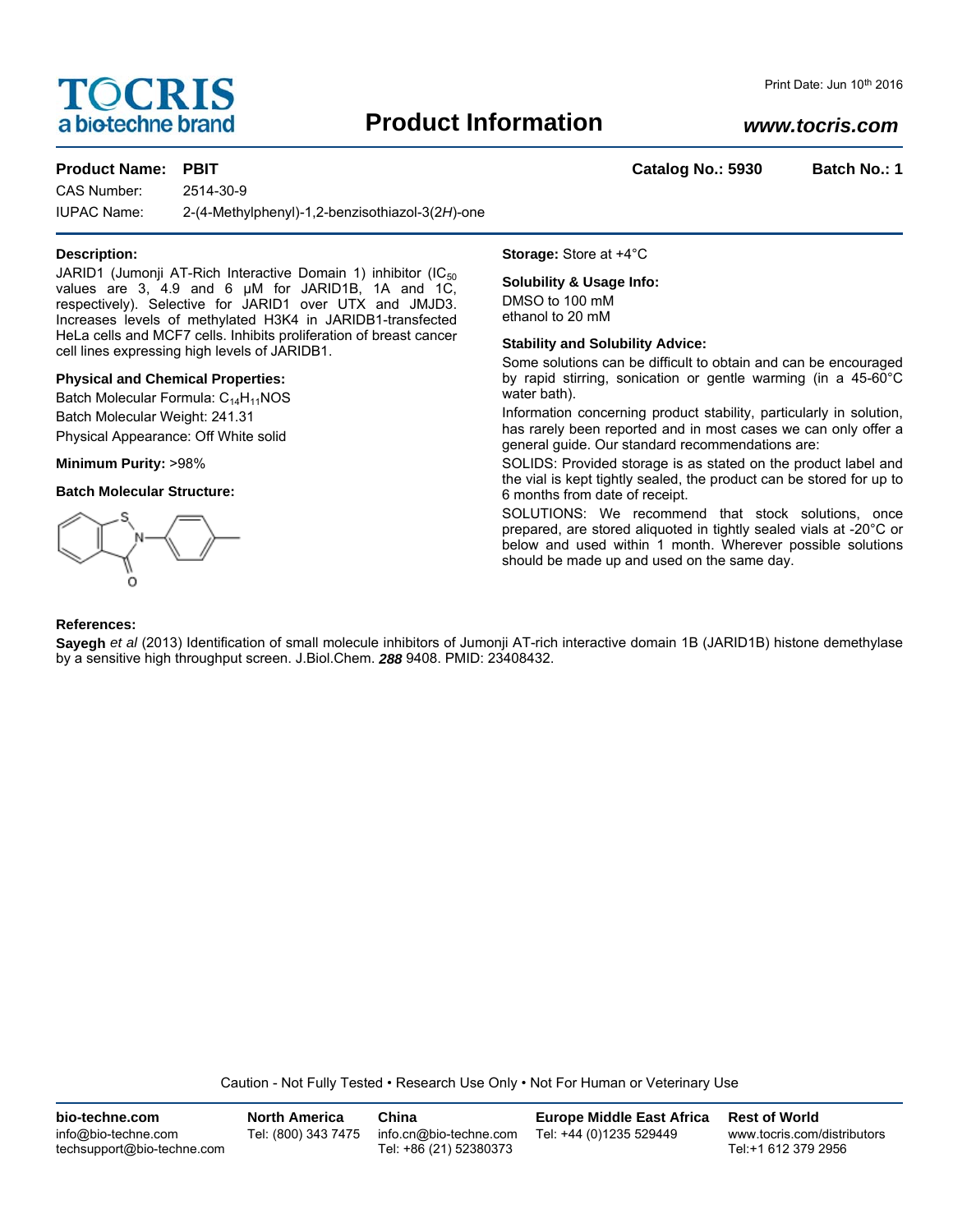TOCRIS
a biotechne brand

# Product Information

www.tocris.com

**Product Name: PBIT** **Catalog No.: 5930** **Batch No.: 1**

CAS Number: 2514-30-9

IUPAC Name: 2-(4-Methylphenyl)-1,2-benzisothiazol-3(2*H*)-one

**Description:**

JARID1 (Jumonji AT-Rich Interactive Domain 1) inhibitor ($IC_{50}$ values are 3, 4.9 and 6 μM for JARID1B, 1A and 1C, respectively). Selective for JARID1 over UTX and JMJD3. Increases levels of methylated H3K4 in JARIDB1-transfected HeLa cells and MCF7 cells. Inhibits proliferation of breast cancer cell lines expressing high levels of JARIDB1.

**Physical and Chemical Properties:**

Batch Molecular Formula: $C_{14}H_{11}NOS$

Batch Molecular Weight: 241.31

Physical Appearance: Off White solid

**Minimum Purity:** >98%

**Batch Molecular Structure:**

**Storage:** Store at +4°C

**Solubility & Usage Info:**

DMSO to 100 mM
ethanol to 20 mM

**Stability and Solubility Advice:**

Some solutions can be difficult to obtain and can be encouraged by rapid stirring, sonication or gentle warming (in a 45-60°C water bath).

Information concerning product stability, particularly in solution, has rarely been reported and in most cases we can only offer a general guide. Our standard recommendations are:

SOLIDS: Provided storage is as stated on the product label and the vial is kept tightly sealed, the product can be stored for up to 6 months from date of receipt.

SOLUTIONS: We recommend that stock solutions, once prepared, are stored aliquoted in tightly sealed vials at -20°C or below and used within 1 month. Wherever possible solutions should be made up and used on the same day.

**References:**

**Sayegh** *et al* (2013) Identification of small molecule inhibitors of Jumonji AT-rich interactive domain 1B (JARID1B) histone demethylase by a sensitive high throughput screen. J.Biol.Chem. ***288*** 9408. PMID: 23408432.

Caution - Not Fully Tested • Research Use Only • Not For Human or Veterinary Use

**bio-techne.com**
info@bio-techne.com
techsupport@bio-techne.com

**North America**
Tel: (800) 343 7475

**China**
info.cn@bio-techne.com
Tel: +86 (21) 52380373

**Europe Middle East Africa**
Tel: +44 (0)1235 529449

**Rest of World**
www.tocris.com/distributors
Tel:+1 612 379 2956